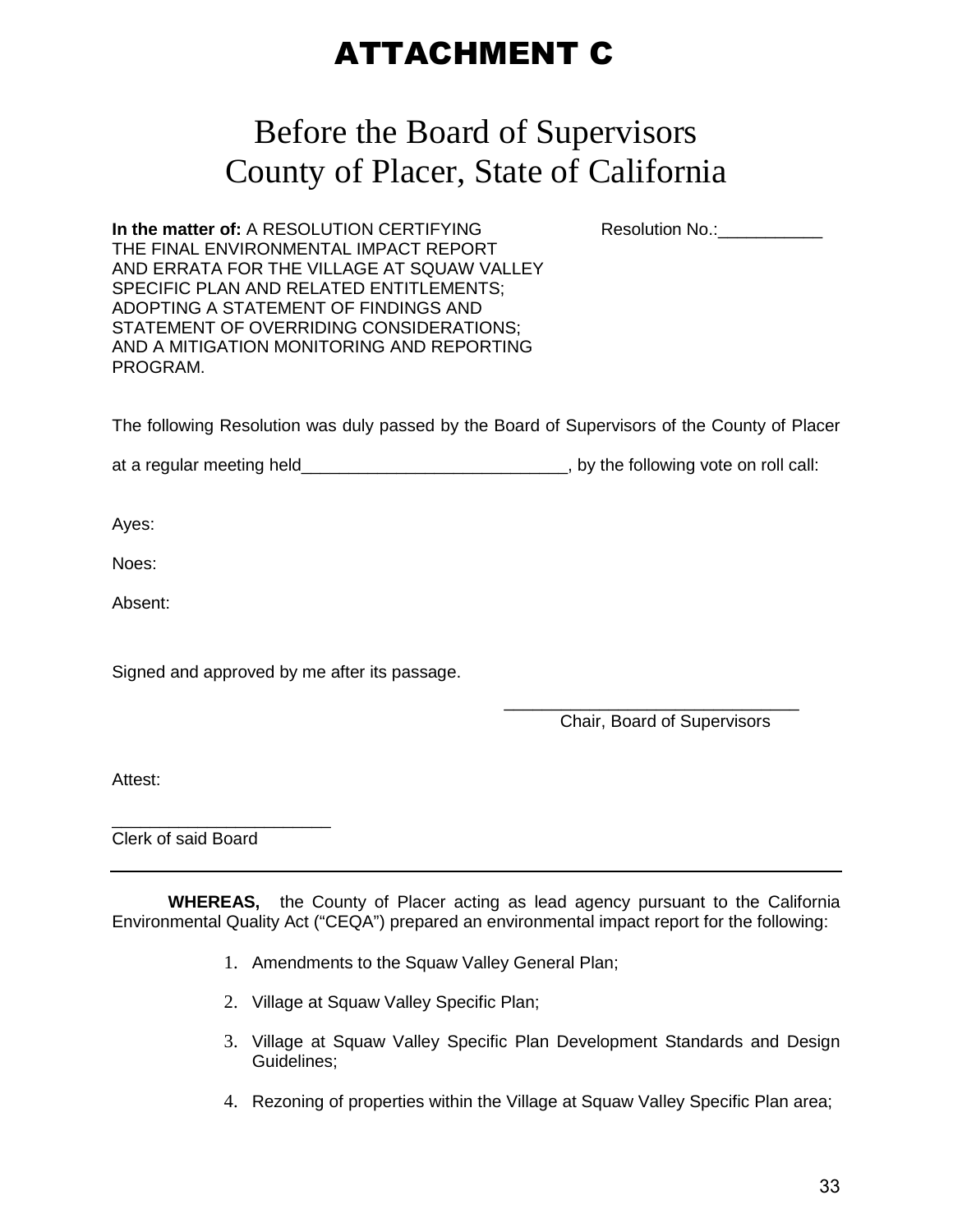# ATTACHMENT C

## Before the Board of Supervisors
## County of Placer, State of California

**In the matter of:** A RESOLUTION CERTIFYING THE FINAL ENVIRONMENTAL IMPACT REPORT AND ERRATA FOR THE VILLAGE AT SQUAW VALLEY SPECIFIC PLAN AND RELATED ENTITLEMENTS; ADOPTING A STATEMENT OF FINDINGS AND STATEMENT OF OVERRIDING CONSIDERATIONS; AND A MITIGATION MONITORING AND REPORTING PROGRAM.

Resolution No.:___________

The following Resolution was duly passed by the Board of Supervisors of the County of Placer at a regular meeting held____________________________, by the following vote on roll call:

Ayes:

Noes:

Absent:

Signed and approved by me after its passage.

_______________________________
Chair, Board of Supervisors

Attest:

_______________________
Clerk of said Board

---

**WHEREAS,** the County of Placer acting as lead agency pursuant to the California Environmental Quality Act ("CEQA") prepared an environmental impact report for the following:

1. Amendments to the Squaw Valley General Plan;
2. Village at Squaw Valley Specific Plan;
3. Village at Squaw Valley Specific Plan Development Standards and Design Guidelines;
4. Rezoning of properties within the Village at Squaw Valley Specific Plan area;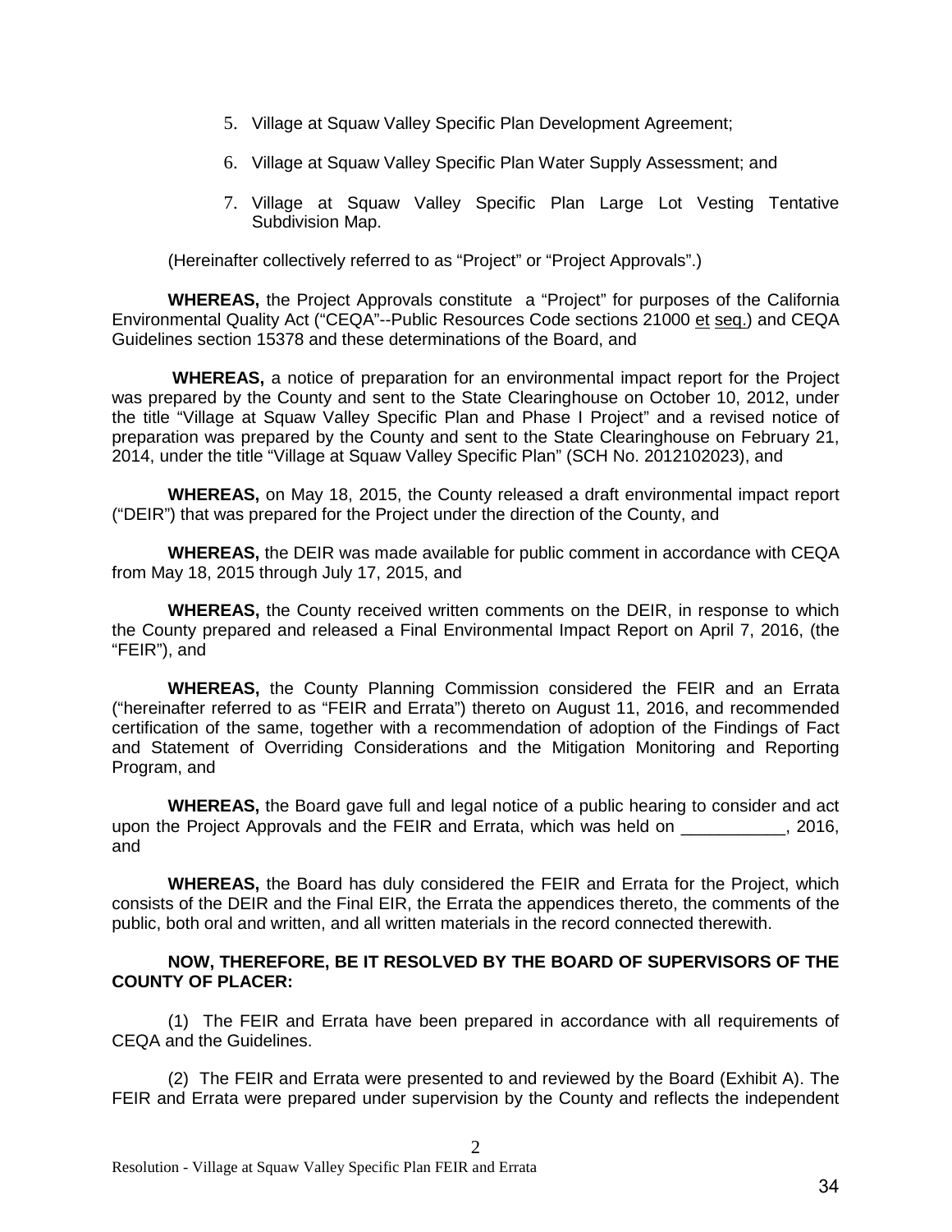5. Village at Squaw Valley Specific Plan Development Agreement;

6. Village at Squaw Valley Specific Plan Water Supply Assessment; and

7. Village at Squaw Valley Specific Plan Large Lot Vesting Tentative Subdivision Map.

(Hereinafter collectively referred to as "Project" or "Project Approvals".)

**WHEREAS,** the Project Approvals constitute a "Project" for purposes of the California Environmental Quality Act ("CEQA"--Public Resources Code sections 21000 et seq.) and CEQA Guidelines section 15378 and these determinations of the Board, and

**WHEREAS,** a notice of preparation for an environmental impact report for the Project was prepared by the County and sent to the State Clearinghouse on October 10, 2012, under the title "Village at Squaw Valley Specific Plan and Phase I Project" and a revised notice of preparation was prepared by the County and sent to the State Clearinghouse on February 21, 2014, under the title "Village at Squaw Valley Specific Plan" (SCH No. 2012102023), and

**WHEREAS,** on May 18, 2015, the County released a draft environmental impact report ("DEIR") that was prepared for the Project under the direction of the County, and

**WHEREAS,** the DEIR was made available for public comment in accordance with CEQA from May 18, 2015 through July 17, 2015, and

**WHEREAS,** the County received written comments on the DEIR, in response to which the County prepared and released a Final Environmental Impact Report on April 7, 2016, (the "FEIR"), and

**WHEREAS,** the County Planning Commission considered the FEIR and an Errata ("hereinafter referred to as "FEIR and Errata") thereto on August 11, 2016, and recommended certification of the same, together with a recommendation of adoption of the Findings of Fact and Statement of Overriding Considerations and the Mitigation Monitoring and Reporting Program, and

**WHEREAS,** the Board gave full and legal notice of a public hearing to consider and act upon the Project Approvals and the FEIR and Errata, which was held on ___________, 2016, and

**WHEREAS,** the Board has duly considered the FEIR and Errata for the Project, which consists of the DEIR and the Final EIR, the Errata the appendices thereto, the comments of the public, both oral and written, and all written materials in the record connected therewith.

**NOW, THEREFORE, BE IT RESOLVED BY THE BOARD OF SUPERVISORS OF THE COUNTY OF PLACER:**

(1) The FEIR and Errata have been prepared in accordance with all requirements of CEQA and the Guidelines.

(2) The FEIR and Errata were presented to and reviewed by the Board (Exhibit A). The FEIR and Errata were prepared under supervision by the County and reflects the independent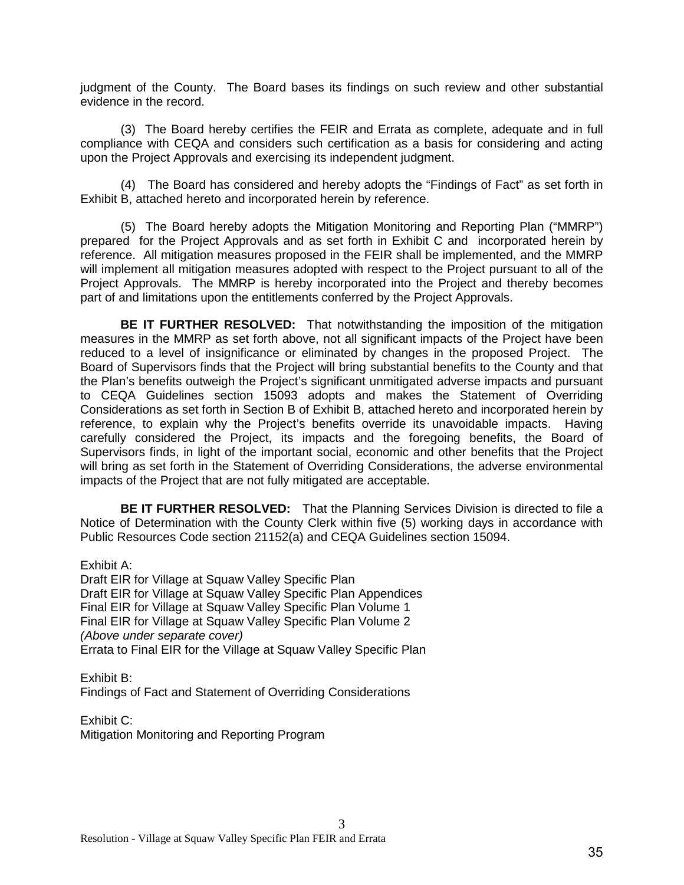judgment of the County. The Board bases its findings on such review and other substantial evidence in the record.

(3) The Board hereby certifies the FEIR and Errata as complete, adequate and in full compliance with CEQA and considers such certification as a basis for considering and acting upon the Project Approvals and exercising its independent judgment.

(4) The Board has considered and hereby adopts the "Findings of Fact" as set forth in Exhibit B, attached hereto and incorporated herein by reference.

(5) The Board hereby adopts the Mitigation Monitoring and Reporting Plan ("MMRP") prepared for the Project Approvals and as set forth in Exhibit C and incorporated herein by reference. All mitigation measures proposed in the FEIR shall be implemented, and the MMRP will implement all mitigation measures adopted with respect to the Project pursuant to all of the Project Approvals. The MMRP is hereby incorporated into the Project and thereby becomes part of and limitations upon the entitlements conferred by the Project Approvals.

**BE IT FURTHER RESOLVED:** That notwithstanding the imposition of the mitigation measures in the MMRP as set forth above, not all significant impacts of the Project have been reduced to a level of insignificance or eliminated by changes in the proposed Project. The Board of Supervisors finds that the Project will bring substantial benefits to the County and that the Plan's benefits outweigh the Project's significant unmitigated adverse impacts and pursuant to CEQA Guidelines section 15093 adopts and makes the Statement of Overriding Considerations as set forth in Section B of Exhibit B, attached hereto and incorporated herein by reference, to explain why the Project's benefits override its unavoidable impacts. Having carefully considered the Project, its impacts and the foregoing benefits, the Board of Supervisors finds, in light of the important social, economic and other benefits that the Project will bring as set forth in the Statement of Overriding Considerations, the adverse environmental impacts of the Project that are not fully mitigated are acceptable.

**BE IT FURTHER RESOLVED:** That the Planning Services Division is directed to file a Notice of Determination with the County Clerk within five (5) working days in accordance with Public Resources Code section 21152(a) and CEQA Guidelines section 15094.

Exhibit A:
Draft EIR for Village at Squaw Valley Specific Plan
Draft EIR for Village at Squaw Valley Specific Plan Appendices
Final EIR for Village at Squaw Valley Specific Plan Volume 1
Final EIR for Village at Squaw Valley Specific Plan Volume 2
*(Above under separate cover)*
Errata to Final EIR for the Village at Squaw Valley Specific Plan

Exhibit B:
Findings of Fact and Statement of Overriding Considerations

Exhibit C:
Mitigation Monitoring and Reporting Program